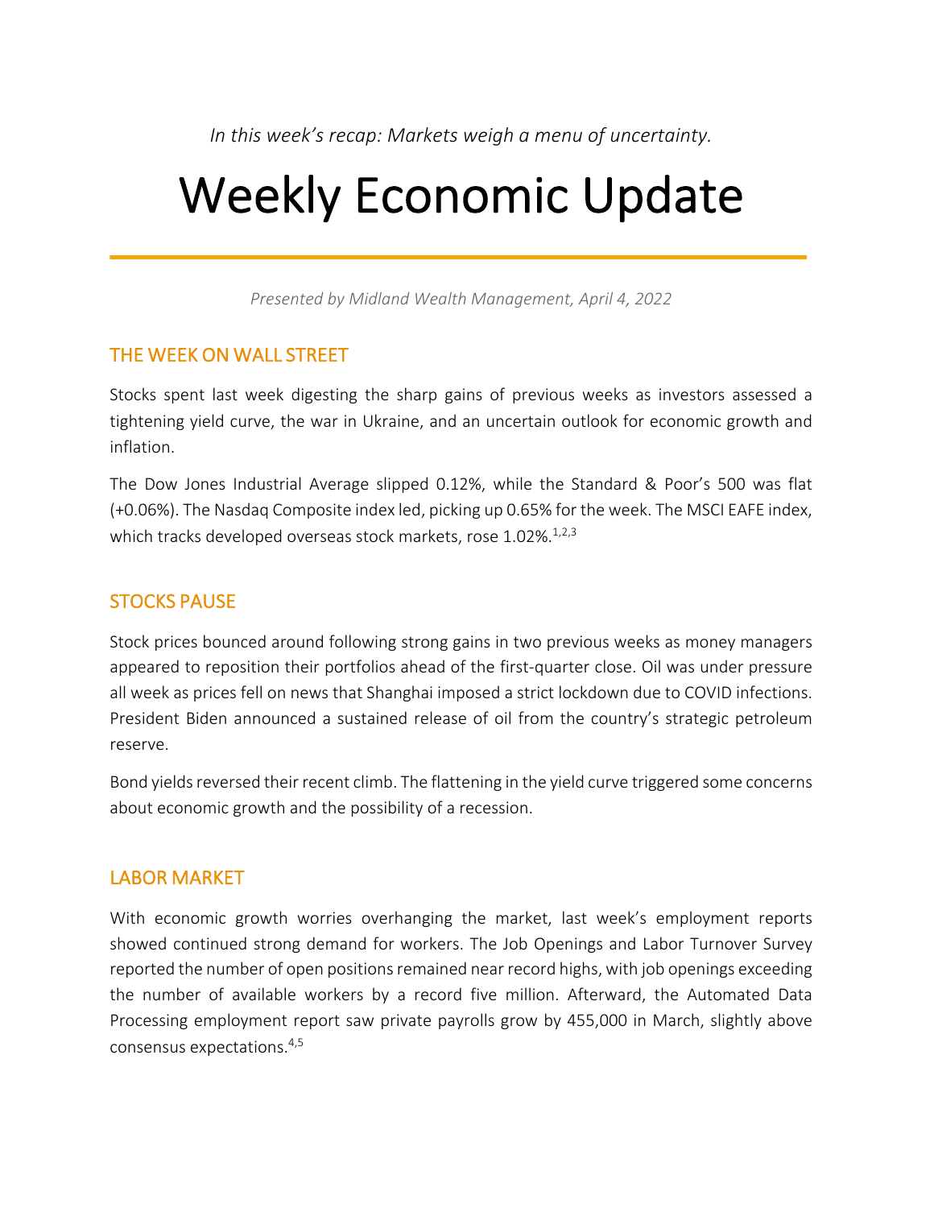*In this week's recap: Markets weigh a menu of uncertainty.*

# Weekly Economic Update

*Presented by Midland Wealth Management, April 4, 2022*

## THE WEEK ON WALL STREET

Stocks spent last week digesting the sharp gains of previous weeks as investors assessed a tightening yield curve, the war in Ukraine, and an uncertain outlook for economic growth and inflation.

The Dow Jones Industrial Average slipped 0.12%, while the Standard & Poor's 500 was flat (+0.06%). The Nasdaq Composite index led, picking up 0.65% for the week. The MSCI EAFE index, which tracks developed overseas stock markets, rose 1.02%.[1,2,3]

## STOCKS PAUSE

Stock prices bounced around following strong gains in two previous weeks as money managers appeared to reposition their portfolios ahead of the first-quarter close. Oil was under pressure all week as prices fell on news that Shanghai imposed a strict lockdown due to COVID infections. President Biden announced a sustained release of oil from the country's strategic petroleum reserve.

Bond yields reversed their recent climb. The flattening in the yield curve triggered some concerns about economic growth and the possibility of a recession.

## LABOR MARKET

With economic growth worries overhanging the market, last week's employment reports showed continued strong demand for workers. The Job Openings and Labor Turnover Survey reported the number of open positions remained near record highs, with job openings exceeding the number of available workers by a record five million. Afterward, the Automated Data Processing employment report saw private payrolls grow by 455,000 in March, slightly above consensus expectations.[4,5]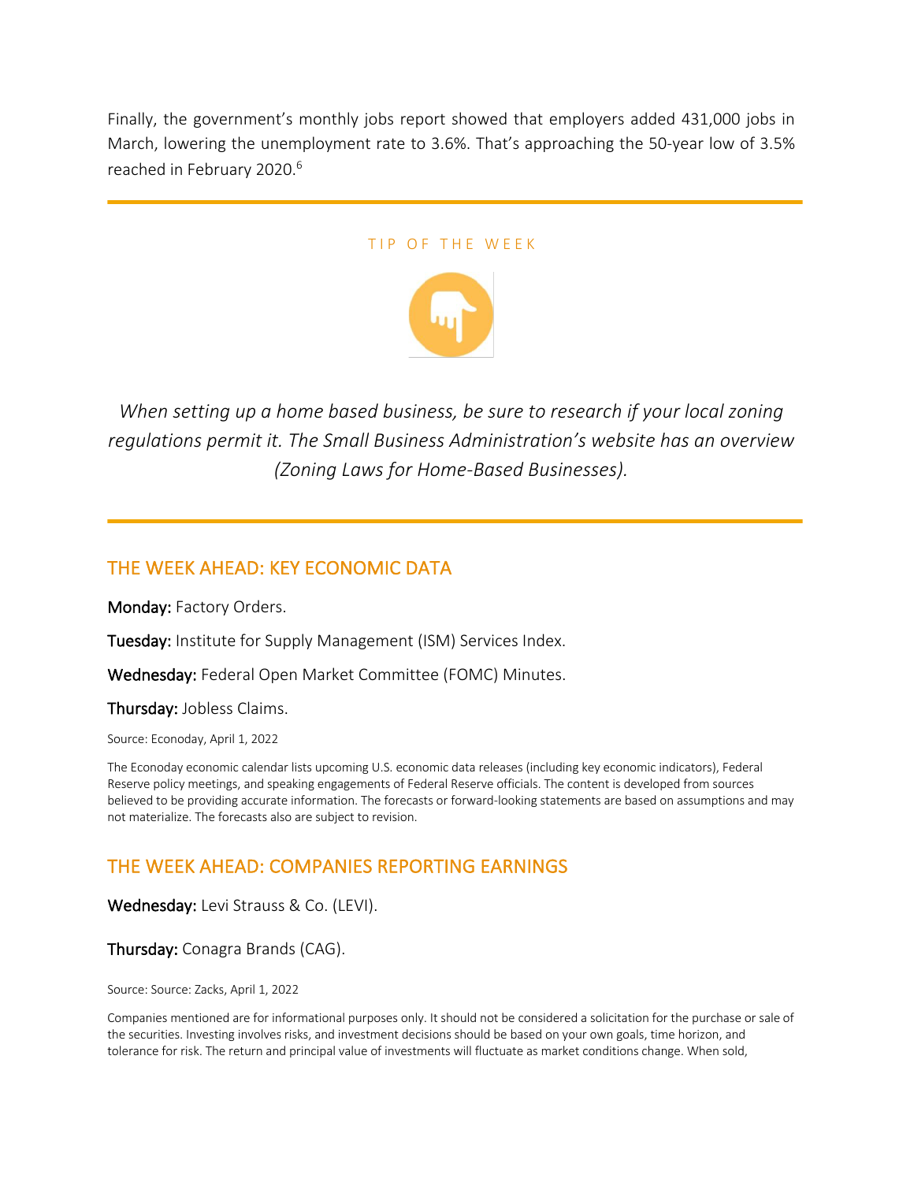Finally, the government's monthly jobs report showed that employers added 431,000 jobs in March, lowering the unemployment rate to 3.6%. That's approaching the 50-year low of 3.5% reached in February 2020.[6]

---

TIP OF THE WEEK

*When setting up a home based business, be sure to research if your local zoning regulations permit it. The Small Business Administration's website has an overview (Zoning Laws for Home-Based Businesses).*

---

## THE WEEK AHEAD: KEY ECONOMIC DATA

**Monday:** Factory Orders.

**Tuesday:** Institute for Supply Management (ISM) Services Index.

**Wednesday:** Federal Open Market Committee (FOMC) Minutes.

**Thursday:** Jobless Claims.

Source: Econoday, April 1, 2022

The Econoday economic calendar lists upcoming U.S. economic data releases (including key economic indicators), Federal Reserve policy meetings, and speaking engagements of Federal Reserve officials. The content is developed from sources believed to be providing accurate information. The forecasts or forward-looking statements are based on assumptions and may not materialize. The forecasts also are subject to revision.

## THE WEEK AHEAD: COMPANIES REPORTING EARNINGS

**Wednesday:** Levi Strauss & Co. (LEVI).

**Thursday:** Conagra Brands (CAG).

Source: Source: Zacks, April 1, 2022

Companies mentioned are for informational purposes only. It should not be considered a solicitation for the purchase or sale of the securities. Investing involves risks, and investment decisions should be based on your own goals, time horizon, and tolerance for risk. The return and principal value of investments will fluctuate as market conditions change. When sold,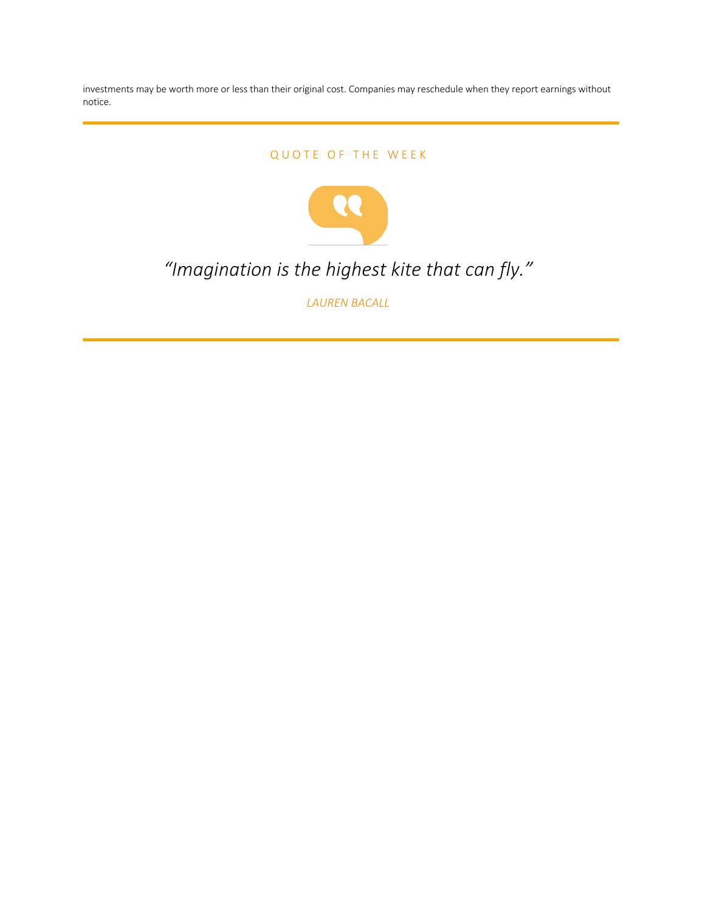investments may be worth more or less than their original cost. Companies may reschedule when they report earnings without notice.

---

## QUOTE OF THE WEEK

*"Imagination is the highest kite that can fly."*

*LAUREN BACALL*

---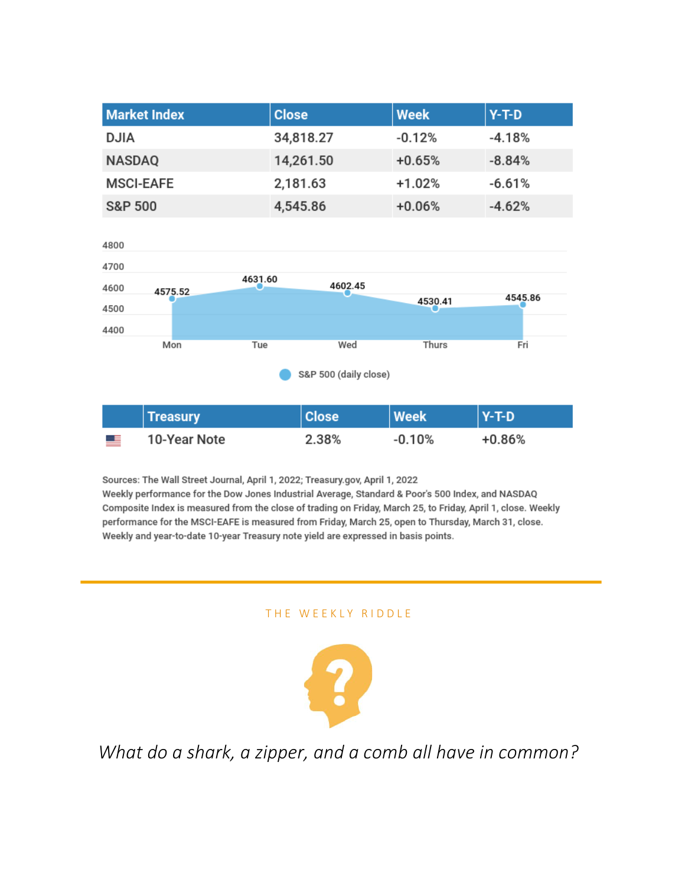| Market Index | Close | Week | Y-T-D |
|---|---|---|---|
| DJIA | 34,818.27 | -0.12% | -4.18% |
| NASDAQ | 14,261.50 | +0.65% | -8.84% |
| MSCI-EAFE | 2,181.63 | +1.02% | -6.61% |
| S&P 500 | 4,545.86 | +0.06% | -4.62% |

| Day | S&P 500 (daily close) |
|---|---|
| Mon | 4575.52 |
| Tue | 4631.60 |
| Wed | 4602.45 |
| Thurs | 4530.41 |
| Fri | 4545.86 |

S&P 500 (daily close)

| Treasury | Close | Week | Y-T-D |
|---|---|---|---|
| 10-Year Note | 2.38% | -0.10% | +0.86% |

Sources: The Wall Street Journal, April 1, 2022; Treasury.gov, April 1, 2022
Weekly performance for the Dow Jones Industrial Average, Standard & Poor's 500 Index, and NASDAQ Composite Index is measured from the close of trading on Friday, March 25, to Friday, April 1, close. Weekly performance for the MSCI-EAFE is measured from Friday, March 25, open to Thursday, March 31, close. Weekly and year-to-date 10-year Treasury note yield are expressed in basis points.

---

THE WEEKLY RIDDLE

*What do a shark, a zipper, and a comb all have in common?*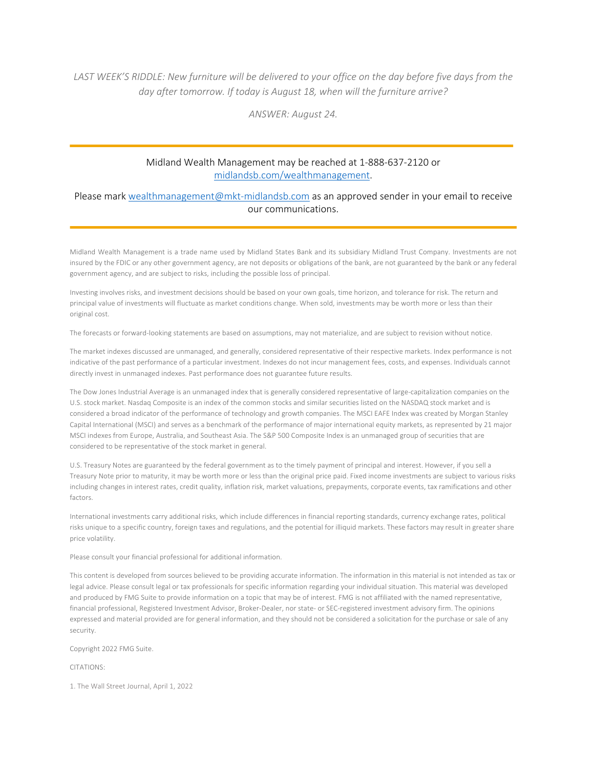*LAST WEEK'S RIDDLE: New furniture will be delivered to your office on the day before five days from the day after tomorrow. If today is August 18, when will the furniture arrive?*

*ANSWER: August 24.*

---

Midland Wealth Management may be reached at 1-888-637-2120 or [midlandsb.com/wealthmanagement](midlandsb.com/wealthmanagement).

Please mark [wealthmanagement@mkt-midlandsb.com](mailto:wealthmanagement@mkt-midlandsb.com) as an approved sender in your email to receive our communications.

---

Midland Wealth Management is a trade name used by Midland States Bank and its subsidiary Midland Trust Company. Investments are not insured by the FDIC or any other government agency, are not deposits or obligations of the bank, are not guaranteed by the bank or any federal government agency, and are subject to risks, including the possible loss of principal.

Investing involves risks, and investment decisions should be based on your own goals, time horizon, and tolerance for risk. The return and principal value of investments will fluctuate as market conditions change. When sold, investments may be worth more or less than their original cost.

The forecasts or forward-looking statements are based on assumptions, may not materialize, and are subject to revision without notice.

The market indexes discussed are unmanaged, and generally, considered representative of their respective markets. Index performance is not indicative of the past performance of a particular investment. Indexes do not incur management fees, costs, and expenses. Individuals cannot directly invest in unmanaged indexes. Past performance does not guarantee future results.

The Dow Jones Industrial Average is an unmanaged index that is generally considered representative of large-capitalization companies on the U.S. stock market. Nasdaq Composite is an index of the common stocks and similar securities listed on the NASDAQ stock market and is considered a broad indicator of the performance of technology and growth companies. The MSCI EAFE Index was created by Morgan Stanley Capital International (MSCI) and serves as a benchmark of the performance of major international equity markets, as represented by 21 major MSCI indexes from Europe, Australia, and Southeast Asia. The S&P 500 Composite Index is an unmanaged group of securities that are considered to be representative of the stock market in general.

U.S. Treasury Notes are guaranteed by the federal government as to the timely payment of principal and interest. However, if you sell a Treasury Note prior to maturity, it may be worth more or less than the original price paid. Fixed income investments are subject to various risks including changes in interest rates, credit quality, inflation risk, market valuations, prepayments, corporate events, tax ramifications and other factors.

International investments carry additional risks, which include differences in financial reporting standards, currency exchange rates, political risks unique to a specific country, foreign taxes and regulations, and the potential for illiquid markets. These factors may result in greater share price volatility.

Please consult your financial professional for additional information.

This content is developed from sources believed to be providing accurate information. The information in this material is not intended as tax or legal advice. Please consult legal or tax professionals for specific information regarding your individual situation. This material was developed and produced by FMG Suite to provide information on a topic that may be of interest. FMG is not affiliated with the named representative, financial professional, Registered Investment Advisor, Broker-Dealer, nor state- or SEC-registered investment advisory firm. The opinions expressed and material provided are for general information, and they should not be considered a solicitation for the purchase or sale of any security.

Copyright 2022 FMG Suite.

CITATIONS:

1. The Wall Street Journal, April 1, 2022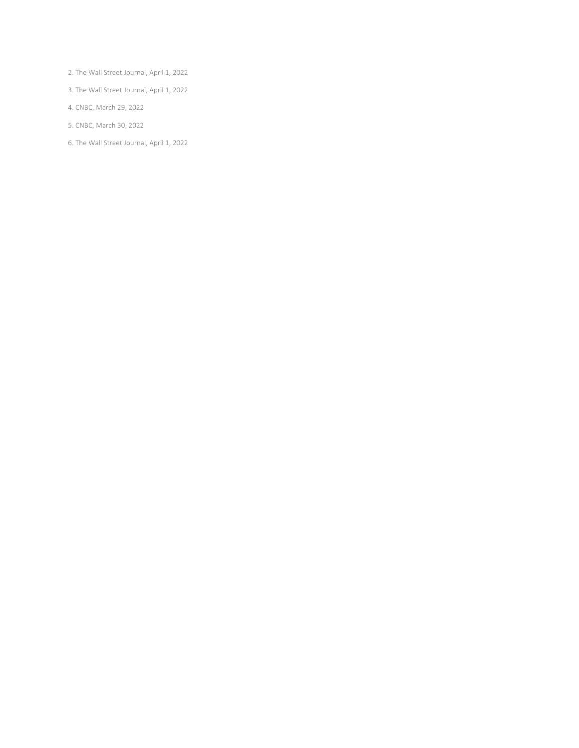2. The Wall Street Journal, April 1, 2022

3. The Wall Street Journal, April 1, 2022

4. CNBC, March 29, 2022

5. CNBC, March 30, 2022

6. The Wall Street Journal, April 1, 2022